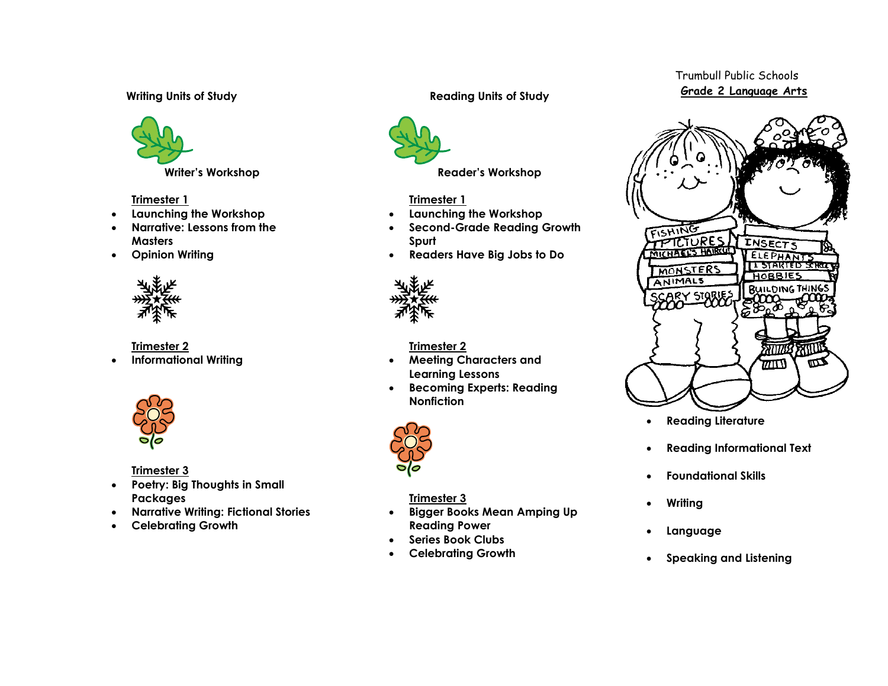## Writing Units of Study

### Writer's Workshop

**Trimester 1**

- **Launching the Workshop**
- **Narrative: Lessons from the Masters**
- **Opinion Writing**

**Trimester 2**

- **Informational Writing**

**Trimester 3**

- **Poetry: Big Thoughts in Small Packages**
- **Narrative Writing: Fictional Stories**
- **Celebrating Growth**

## Reading Units of Study

### Reader's Workshop

**Trimester 1**

- **Launching the Workshop**
- **Second-Grade Reading Growth Spurt**
- **Readers Have Big Jobs to Do**

**Trimester 2**

- **Meeting Characters and Learning Lessons**
- **Becoming Experts: Reading Nonfiction**

**Trimester 3**

- **Bigger Books Mean Amping Up Reading Power**
- **Series Book Clubs**
- **Celebrating Growth**

Trumbull Public Schools

# Grade 2 Language Arts

- **Reading Literature**
- **Reading Informational Text**
- **Foundational Skills**
- **Writing**
- **Language**
- **Speaking and Listening**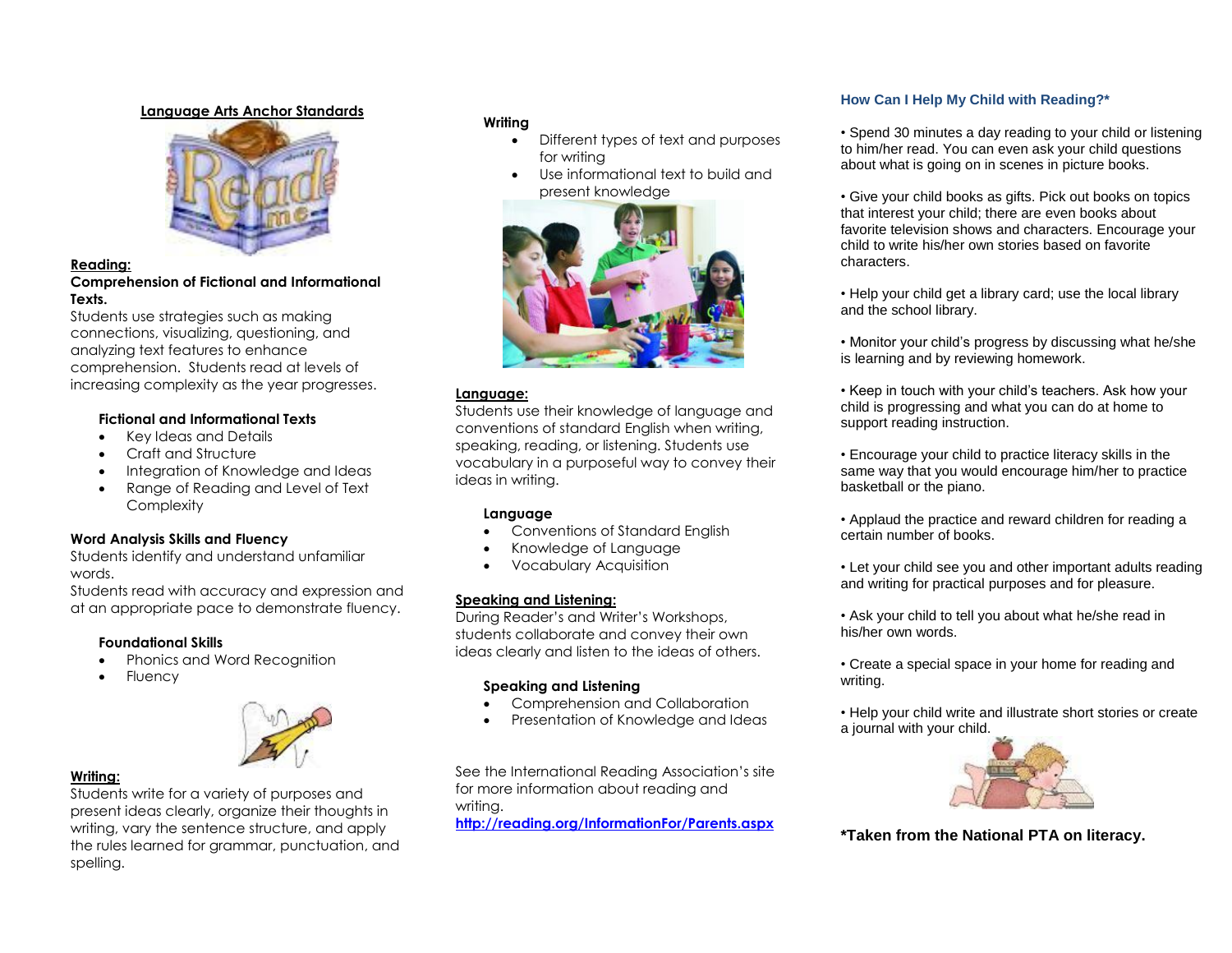## Language Arts Anchor Standards

### Reading:

**Comprehension of Fictional and Informational Texts.**

Students use strategies such as making connections, visualizing, questioning, and analyzing text features to enhance comprehension. Students read at levels of increasing complexity as the year progresses.

**Fictional and Informational Texts**

- Key Ideas and Details
- Craft and Structure
- Integration of Knowledge and Ideas
- Range of Reading and Level of Text Complexity

**Word Analysis Skills and Fluency**

Students identify and understand unfamiliar words.

Students read with accuracy and expression and at an appropriate pace to demonstrate fluency.

**Foundational Skills**

- Phonics and Word Recognition
- Fluency

### Writing:

Students write for a variety of purposes and present ideas clearly, organize their thoughts in writing, vary the sentence structure, and apply the rules learned for grammar, punctuation, and spelling.

**Writing**

- Different types of text and purposes for writing
- Use informational text to build and present knowledge

### Language:

Students use their knowledge of language and conventions of standard English when writing, speaking, reading, or listening. Students use vocabulary in a purposeful way to convey their ideas in writing.

**Language**

- Conventions of Standard English
- Knowledge of Language
- Vocabulary Acquisition

### Speaking and Listening:

During Reader's and Writer's Workshops, students collaborate and convey their own ideas clearly and listen to the ideas of others.

**Speaking and Listening**

- Comprehension and Collaboration
- Presentation of Knowledge and Ideas

See the International Reading Association's site for more information about reading and writing.
http://reading.org/InformationFor/Parents.aspx

## How Can I Help My Child with Reading?*

• Spend 30 minutes a day reading to your child or listening to him/her read. You can even ask your child questions about what is going on in scenes in picture books.

• Give your child books as gifts. Pick out books on topics that interest your child; there are even books about favorite television shows and characters. Encourage your child to write his/her own stories based on favorite characters.

• Help your child get a library card; use the local library and the school library.

• Monitor your child's progress by discussing what he/she is learning and by reviewing homework.

• Keep in touch with your child's teachers. Ask how your child is progressing and what you can do at home to support reading instruction.

• Encourage your child to practice literacy skills in the same way that you would encourage him/her to practice basketball or the piano.

• Applaud the practice and reward children for reading a certain number of books.

• Let your child see you and other important adults reading and writing for practical purposes and for pleasure.

• Ask your child to tell you about what he/she read in his/her own words.

• Create a special space in your home for reading and writing.

• Help your child write and illustrate short stories or create a journal with your child.

**\*Taken from the National PTA on literacy.**